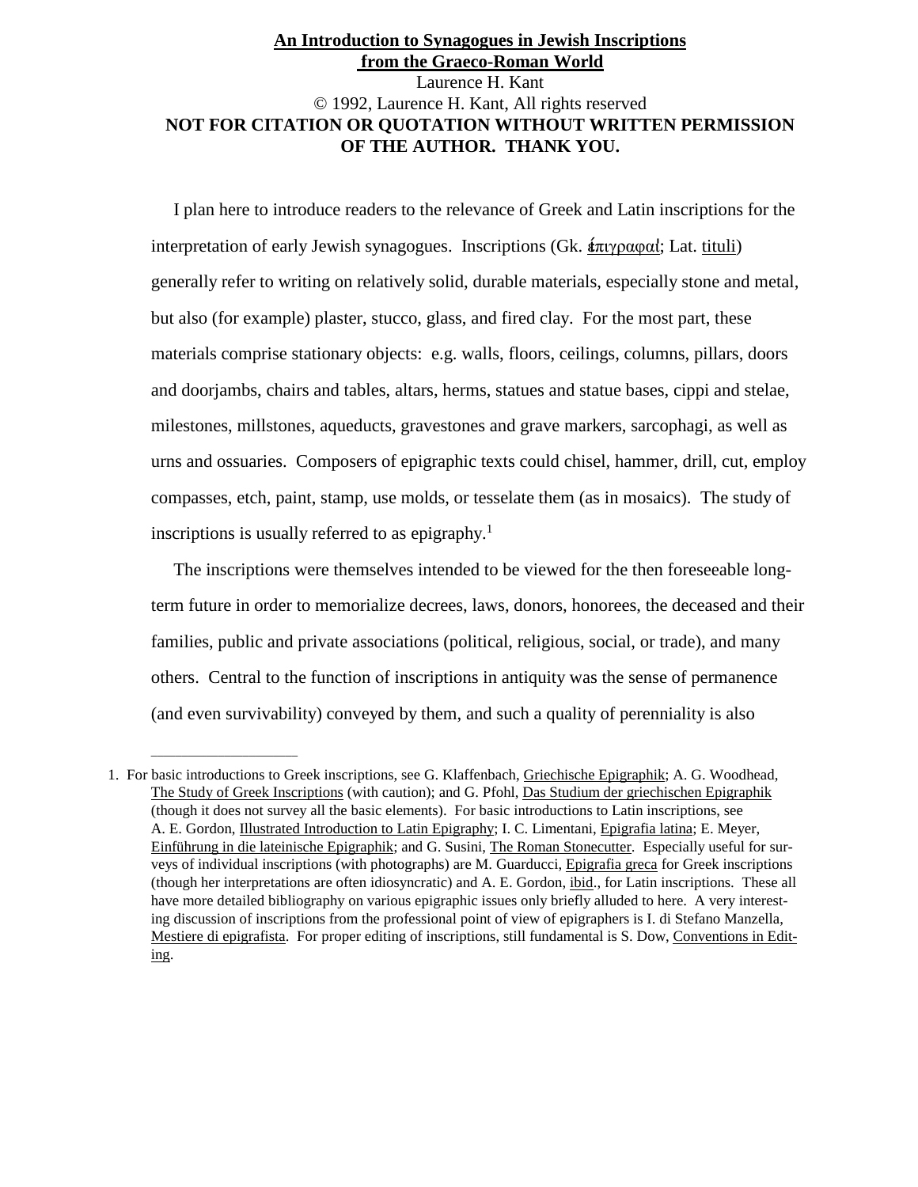**An Introduction to Synagogues in Jewish Inscriptions from the Graeco-Roman World**

Laurence H. Kant

© 1992, Laurence H. Kant, All rights reserved

**NOT FOR CITATION OR QUOTATION WITHOUT WRITTEN PERMISSION OF THE AUTHOR. THANK YOU.**

I plan here to introduce readers to the relevance of Greek and Latin inscriptions for the interpretation of early Jewish synagogues. Inscriptions (Gk. ἐπιγραφαί; Lat. tituli) generally refer to writing on relatively solid, durable materials, especially stone and metal, but also (for example) plaster, stucco, glass, and fired clay. For the most part, these materials comprise stationary objects: e.g. walls, floors, ceilings, columns, pillars, doors and doorjambs, chairs and tables, altars, herms, statues and statue bases, cippi and stelae, milestones, millstones, aqueducts, gravestones and grave markers, sarcophagi, as well as urns and ossuaries. Composers of epigraphic texts could chisel, hammer, drill, cut, employ compasses, etch, paint, stamp, use molds, or tesselate them (as in mosaics). The study of inscriptions is usually referred to as epigraphy.[1]

The inscriptions were themselves intended to be viewed for the then foreseeable long-term future in order to memorialize decrees, laws, donors, honorees, the deceased and their families, public and private associations (political, religious, social, or trade), and many others. Central to the function of inscriptions in antiquity was the sense of permanence (and even survivability) conveyed by them, and such a quality of perenniality is also

---

1. For basic introductions to Greek inscriptions, see G. Klaffenbach, Griechische Epigraphik; A. G. Woodhead, The Study of Greek Inscriptions (with caution); and G. Pfohl, Das Studium der griechischen Epigraphik (though it does not survey all the basic elements). For basic introductions to Latin inscriptions, see A. E. Gordon, Illustrated Introduction to Latin Epigraphy; I. C. Limentani, Epigrafia latina; E. Meyer, Einführung in die lateinische Epigraphik; and G. Susini, The Roman Stonecutter. Especially useful for surveys of individual inscriptions (with photographs) are M. Guarducci, Epigrafia greca for Greek inscriptions (though her interpretations are often idiosyncratic) and A. E. Gordon, ibid., for Latin inscriptions. These all have more detailed bibliography on various epigraphic issues only briefly alluded to here. A very interesting discussion of inscriptions from the professional point of view of epigraphers is I. di Stefano Manzella, Mestiere di epigrafista. For proper editing of inscriptions, still fundamental is S. Dow, Conventions in Editing.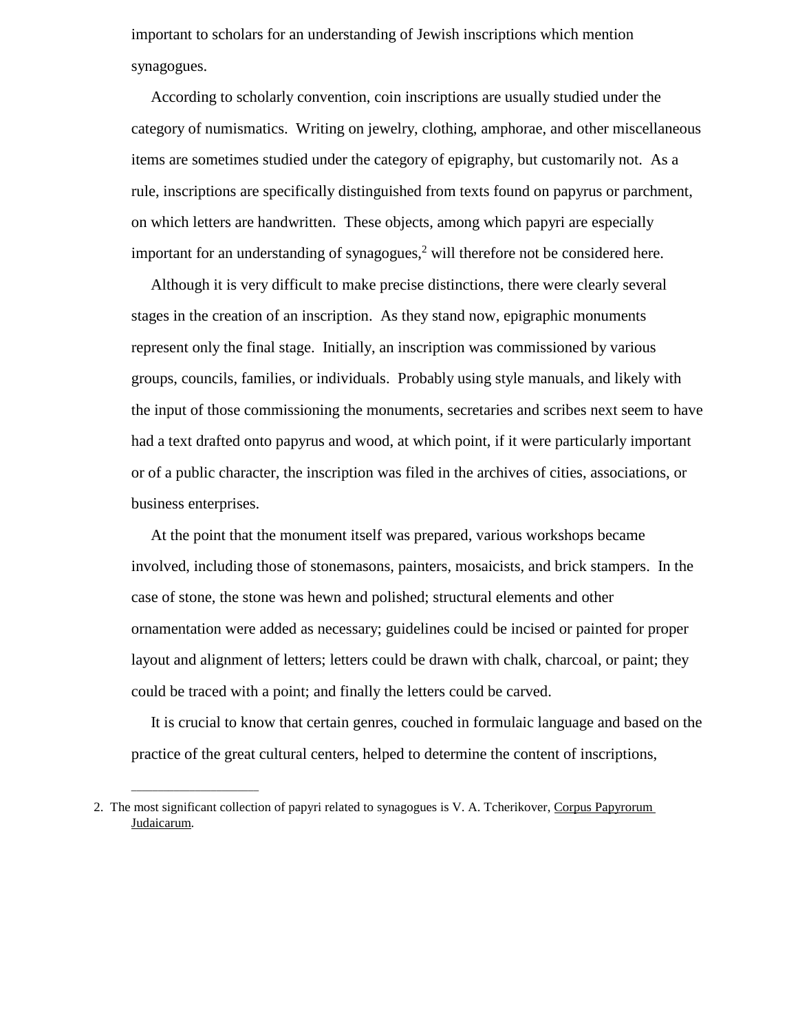important to scholars for an understanding of Jewish inscriptions which mention synagogues.

According to scholarly convention, coin inscriptions are usually studied under the category of numismatics. Writing on jewelry, clothing, amphorae, and other miscellaneous items are sometimes studied under the category of epigraphy, but customarily not. As a rule, inscriptions are specifically distinguished from texts found on papyrus or parchment, on which letters are handwritten. These objects, among which papyri are especially important for an understanding of synagogues,[2] will therefore not be considered here.

Although it is very difficult to make precise distinctions, there were clearly several stages in the creation of an inscription. As they stand now, epigraphic monuments represent only the final stage. Initially, an inscription was commissioned by various groups, councils, families, or individuals. Probably using style manuals, and likely with the input of those commissioning the monuments, secretaries and scribes next seem to have had a text drafted onto papyrus and wood, at which point, if it were particularly important or of a public character, the inscription was filed in the archives of cities, associations, or business enterprises.

At the point that the monument itself was prepared, various workshops became involved, including those of stonemasons, painters, mosaicists, and brick stampers. In the case of stone, the stone was hewn and polished; structural elements and other ornamentation were added as necessary; guidelines could be incised or painted for proper layout and alignment of letters; letters could be drawn with chalk, charcoal, or paint; they could be traced with a point; and finally the letters could be carved.

It is crucial to know that certain genres, couched in formulaic language and based on the practice of the great cultural centers, helped to determine the content of inscriptions,

---

2. The most significant collection of papyri related to synagogues is V. A. Tcherikover, Corpus Papyrorum Judaicarum.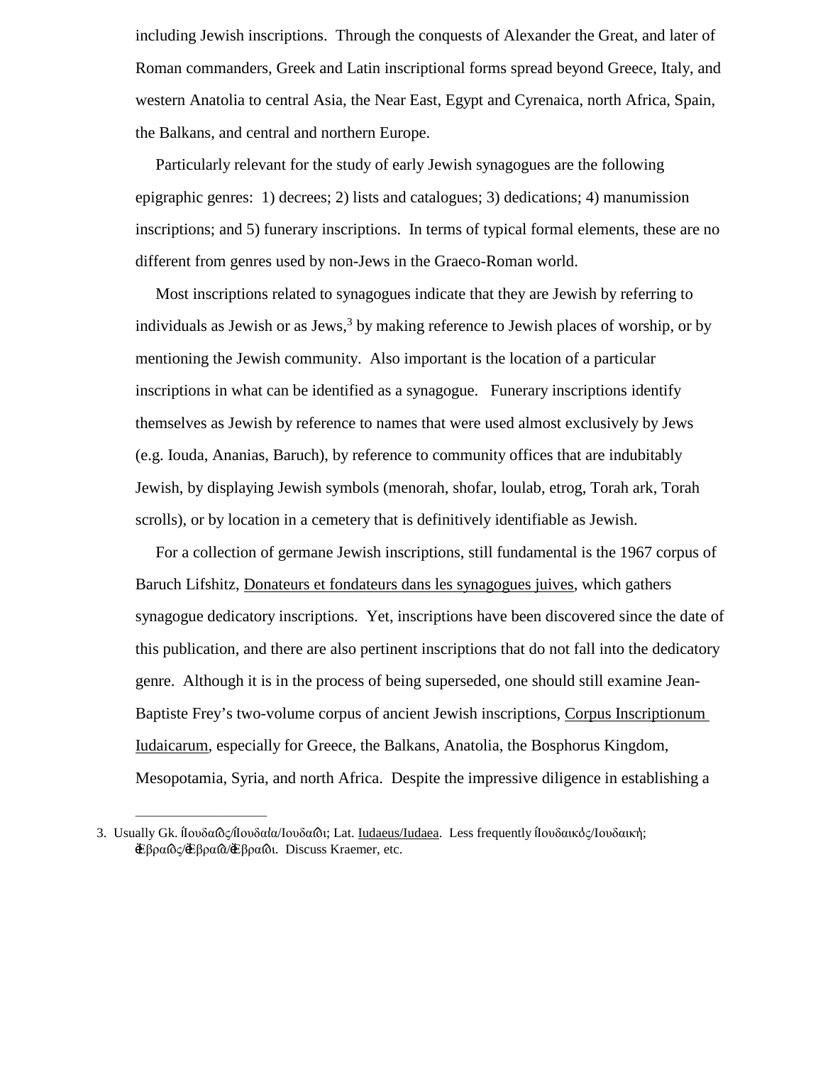including Jewish inscriptions. Through the conquests of Alexander the Great, and later of Roman commanders, Greek and Latin inscriptional forms spread beyond Greece, Italy, and western Anatolia to central Asia, the Near East, Egypt and Cyrenaica, north Africa, Spain, the Balkans, and central and northern Europe.

Particularly relevant for the study of early Jewish synagogues are the following epigraphic genres: 1) decrees; 2) lists and catalogues; 3) dedications; 4) manumission inscriptions; and 5) funerary inscriptions. In terms of typical formal elements, these are no different from genres used by non-Jews in the Graeco-Roman world.

Most inscriptions related to synagogues indicate that they are Jewish by referring to individuals as Jewish or as Jews,[3] by making reference to Jewish places of worship, or by mentioning the Jewish community. Also important is the location of a particular inscriptions in what can be identified as a synagogue. Funerary inscriptions identify themselves as Jewish by reference to names that were used almost exclusively by Jews (e.g. Iouda, Ananias, Baruch), by reference to community offices that are indubitably Jewish, by displaying Jewish symbols (menorah, shofar, loulab, etrog, Torah ark, Torah scrolls), or by location in a cemetery that is definitively identifiable as Jewish.

For a collection of germane Jewish inscriptions, still fundamental is the 1967 corpus of Baruch Lifshitz, Donateurs et fondateurs dans les synagogues juives, which gathers synagogue dedicatory inscriptions. Yet, inscriptions have been discovered since the date of this publication, and there are also pertinent inscriptions that do not fall into the dedicatory genre. Although it is in the process of being superseded, one should still examine Jean-Baptiste Frey's two-volume corpus of ancient Jewish inscriptions, Corpus Inscriptionum Iudaicarum, especially for Greece, the Balkans, Anatolia, the Bosphorus Kingdom, Mesopotamia, Syria, and north Africa. Despite the impressive diligence in establishing a

---

3. Usually Gk. Ἰουδαῖος/Ἰουδαία/Ιουδαῖοι; Lat. Iudaeus/Iudaea. Less frequently Ἰουδαικός/Ιουδαική; Ἑβραῖος/Ἑβραῖα/Ἑβραῖοι. Discuss Kraemer, etc.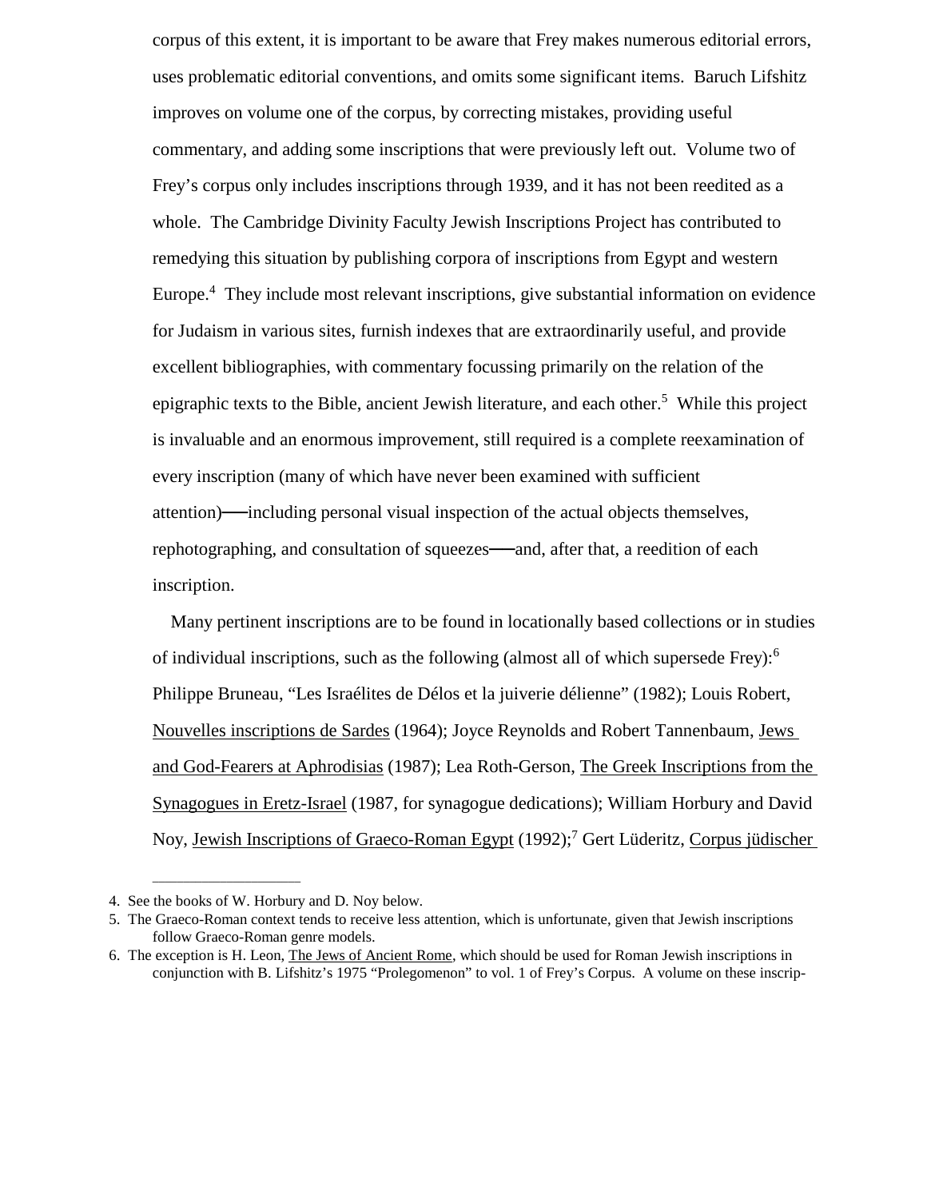corpus of this extent, it is important to be aware that Frey makes numerous editorial errors, uses problematic editorial conventions, and omits some significant items. Baruch Lifshitz improves on volume one of the corpus, by correcting mistakes, providing useful commentary, and adding some inscriptions that were previously left out. Volume two of Frey's corpus only includes inscriptions through 1939, and it has not been reedited as a whole. The Cambridge Divinity Faculty Jewish Inscriptions Project has contributed to remedying this situation by publishing corpora of inscriptions from Egypt and western Europe.[4] They include most relevant inscriptions, give substantial information on evidence for Judaism in various sites, furnish indexes that are extraordinarily useful, and provide excellent bibliographies, with commentary focussing primarily on the relation of the epigraphic texts to the Bible, ancient Jewish literature, and each other.[5] While this project is invaluable and an enormous improvement, still required is a complete reexamination of every inscription (many of which have never been examined with sufficient attention)—including personal visual inspection of the actual objects themselves, rephotographing, and consultation of squeezes—and, after that, a reedition of each inscription.

Many pertinent inscriptions are to be found in locationally based collections or in studies of individual inscriptions, such as the following (almost all of which supersede Frey):[6] Philippe Bruneau, "Les Israélites de Délos et la juiverie délienne" (1982); Louis Robert, Nouvelles inscriptions de Sardes (1964); Joyce Reynolds and Robert Tannenbaum, Jews and God-Fearers at Aphrodisias (1987); Lea Roth-Gerson, The Greek Inscriptions from the Synagogues in Eretz-Israel (1987, for synagogue dedications); William Horbury and David Noy, Jewish Inscriptions of Graeco-Roman Egypt (1992);[7] Gert Lüderitz, Corpus jüdischer

---

4. See the books of W. Horbury and D. Noy below.

5. The Graeco-Roman context tends to receive less attention, which is unfortunate, given that Jewish inscriptions follow Graeco-Roman genre models.

6. The exception is H. Leon, The Jews of Ancient Rome, which should be used for Roman Jewish inscriptions in conjunction with B. Lifshitz's 1975 "Prolegomenon" to vol. 1 of Frey's Corpus. A volume on these inscrip-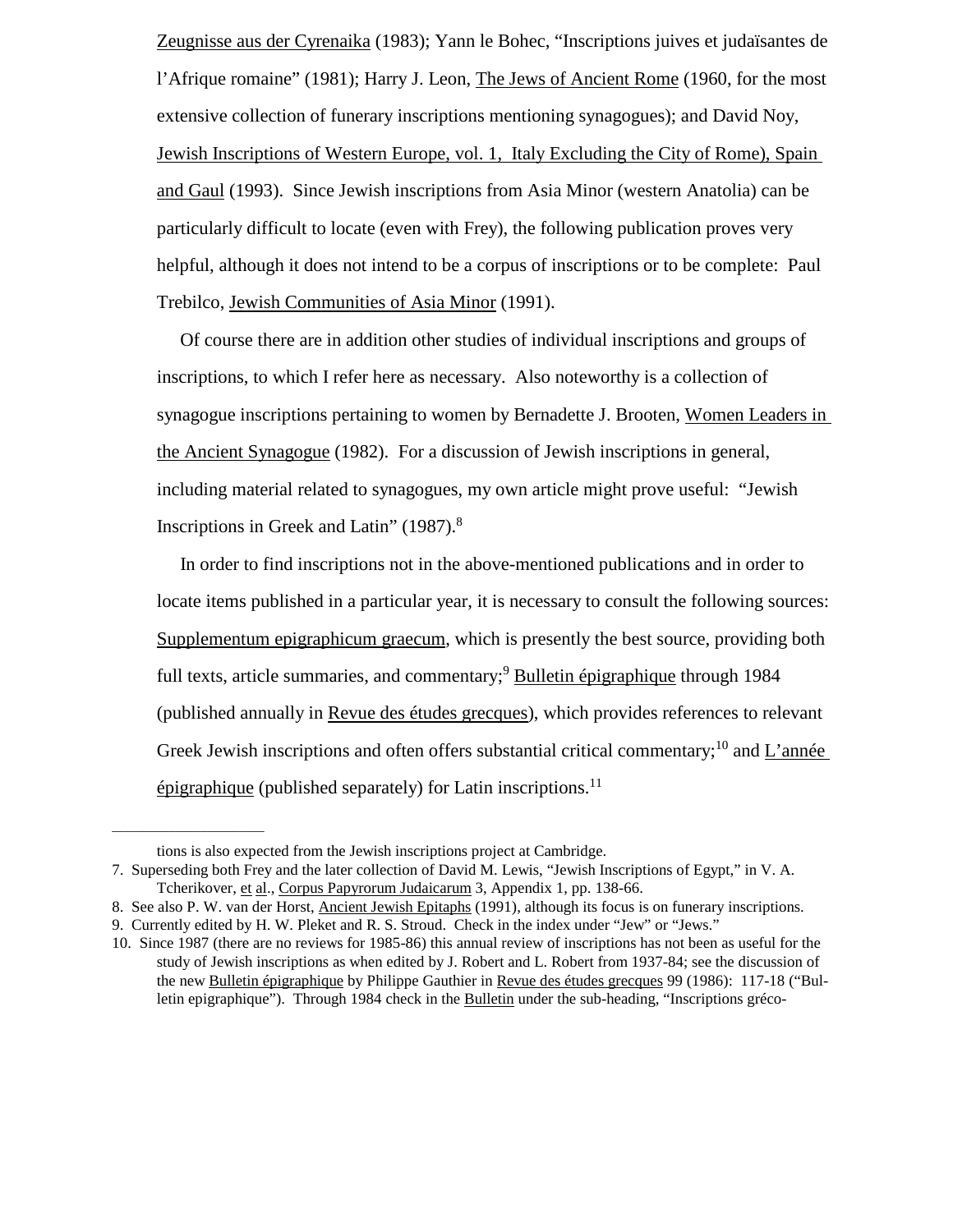Zeugnisse aus der Cyrenaika (1983); Yann le Bohec, "Inscriptions juives et judaïsantes de l'Afrique romaine" (1981); Harry J. Leon, The Jews of Ancient Rome (1960, for the most extensive collection of funerary inscriptions mentioning synagogues); and David Noy, Jewish Inscriptions of Western Europe, vol. 1, Italy Excluding the City of Rome), Spain and Gaul (1993). Since Jewish inscriptions from Asia Minor (western Anatolia) can be particularly difficult to locate (even with Frey), the following publication proves very helpful, although it does not intend to be a corpus of inscriptions or to be complete: Paul Trebilco, Jewish Communities of Asia Minor (1991).

Of course there are in addition other studies of individual inscriptions and groups of inscriptions, to which I refer here as necessary. Also noteworthy is a collection of synagogue inscriptions pertaining to women by Bernadette J. Brooten, Women Leaders in the Ancient Synagogue (1982). For a discussion of Jewish inscriptions in general, including material related to synagogues, my own article might prove useful: "Jewish Inscriptions in Greek and Latin" (1987).[8]

In order to find inscriptions not in the above-mentioned publications and in order to locate items published in a particular year, it is necessary to consult the following sources: Supplementum epigraphicum graecum, which is presently the best source, providing both full texts, article summaries, and commentary;[9] Bulletin épigraphique through 1984 (published annually in Revue des études grecques), which provides references to relevant Greek Jewish inscriptions and often offers substantial critical commentary;[10] and L'année épigraphique (published separately) for Latin inscriptions.[11]

---

tions is also expected from the Jewish inscriptions project at Cambridge.

7. Superseding both Frey and the later collection of David M. Lewis, "Jewish Inscriptions of Egypt," in V. A. Tcherikover, et al., Corpus Papyrorum Judaicarum 3, Appendix 1, pp. 138-66.

8. See also P. W. van der Horst, Ancient Jewish Epitaphs (1991), although its focus is on funerary inscriptions.

9. Currently edited by H. W. Pleket and R. S. Stroud. Check in the index under "Jew" or "Jews."

10. Since 1987 (there are no reviews for 1985-86) this annual review of inscriptions has not been as useful for the study of Jewish inscriptions as when edited by J. Robert and L. Robert from 1937-84; see the discussion of the new Bulletin épigraphique by Philippe Gauthier in Revue des études grecques 99 (1986): 117-18 ("Bulletin epigraphique"). Through 1984 check in the Bulletin under the sub-heading, "Inscriptions gréco-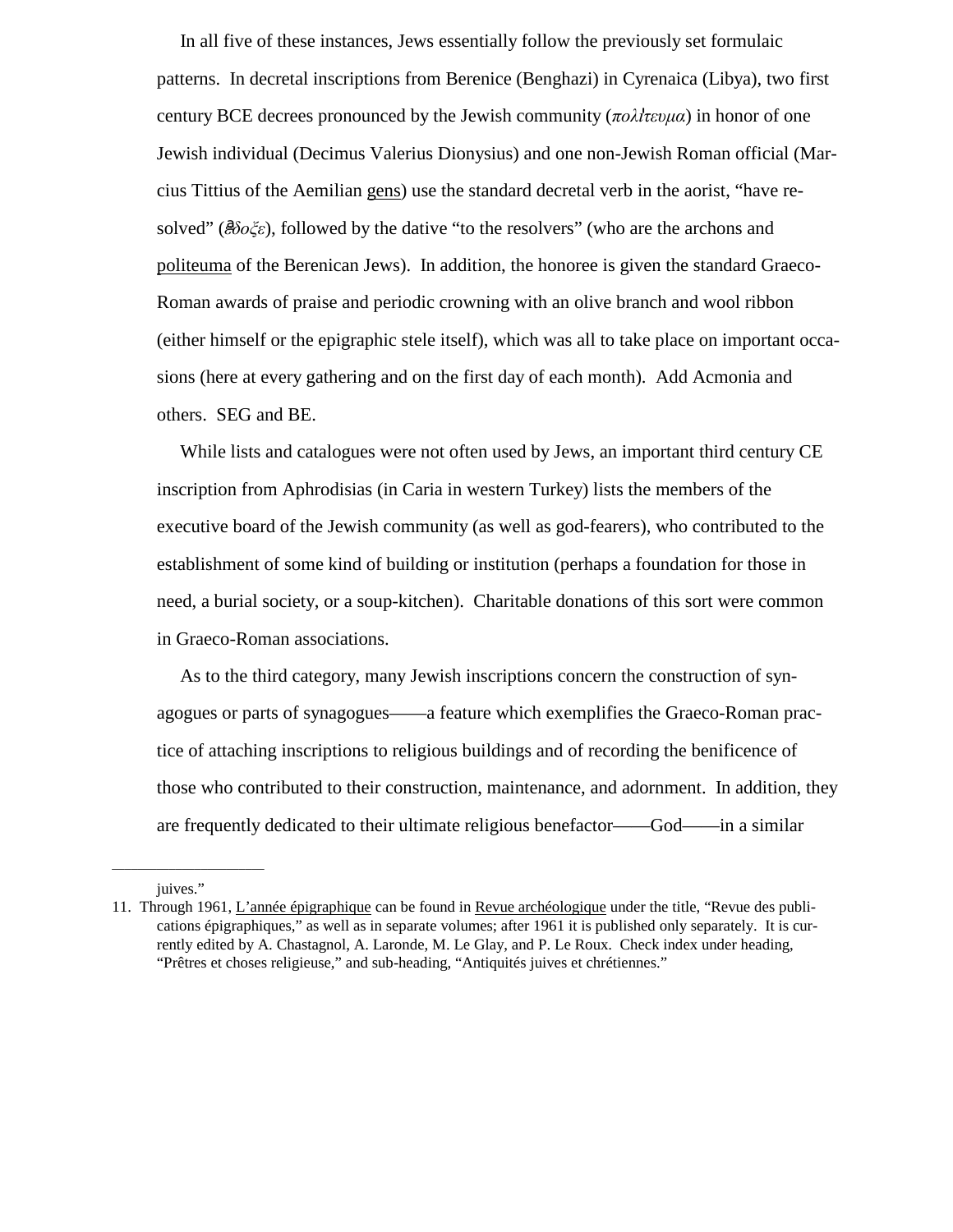In all five of these instances, Jews essentially follow the previously set formulaic patterns. In decretal inscriptions from Berenice (Benghazi) in Cyrenaica (Libya), two first century BCE decrees pronounced by the Jewish community (*πολίτευμα*) in honor of one Jewish individual (Decimus Valerius Dionysius) and one non-Jewish Roman official (Marcius Tittius of the Aemilian gens) use the standard decretal verb in the aorist, "have resolved" (*ἔδοξε*), followed by the dative "to the resolvers" (who are the archons and politeuma of the Berenican Jews). In addition, the honoree is given the standard Graeco-Roman awards of praise and periodic crowning with an olive branch and wool ribbon (either himself or the epigraphic stele itself), which was all to take place on important occasions (here at every gathering and on the first day of each month). Add Acmonia and others. SEG and BE.

While lists and catalogues were not often used by Jews, an important third century CE inscription from Aphrodisias (in Caria in western Turkey) lists the members of the executive board of the Jewish community (as well as god-fearers), who contributed to the establishment of some kind of building or institution (perhaps a foundation for those in need, a burial society, or a soup-kitchen). Charitable donations of this sort were common in Graeco-Roman associations.

As to the third category, many Jewish inscriptions concern the construction of synagogues or parts of synagogues——a feature which exemplifies the Graeco-Roman practice of attaching inscriptions to religious buildings and of recording the benificence of those who contributed to their construction, maintenance, and adornment. In addition, they are frequently dedicated to their ultimate religious benefactor——God——in a similar

---

juives."

11. Through 1961, L'année épigraphique can be found in Revue archéologique under the title, "Revue des publications épigraphiques," as well as in separate volumes; after 1961 it is published only separately. It is currently edited by A. Chastagnol, A. Laronde, M. Le Glay, and P. Le Roux. Check index under heading, "Prêtres et choses religieuse," and sub-heading, "Antiquités juives et chrétiennes."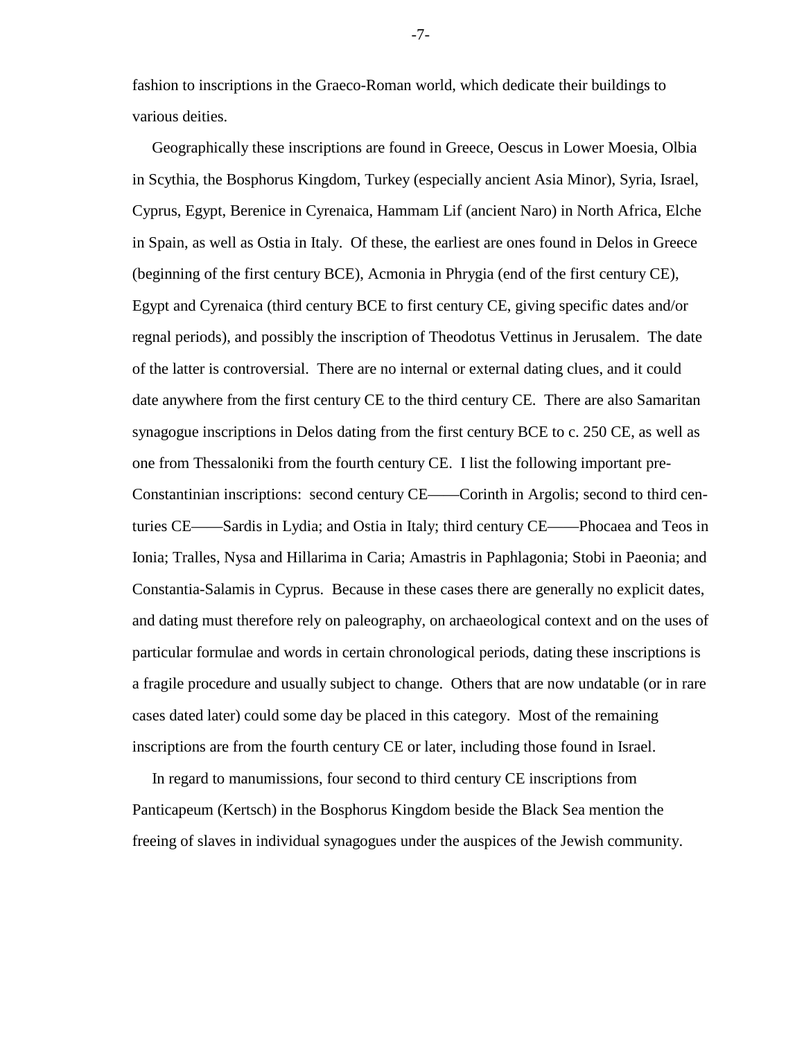fashion to inscriptions in the Graeco-Roman world, which dedicate their buildings to various deities.

Geographically these inscriptions are found in Greece, Oescus in Lower Moesia, Olbia in Scythia, the Bosphorus Kingdom, Turkey (especially ancient Asia Minor), Syria, Israel, Cyprus, Egypt, Berenice in Cyrenaica, Hammam Lif (ancient Naro) in North Africa, Elche in Spain, as well as Ostia in Italy. Of these, the earliest are ones found in Delos in Greece (beginning of the first century BCE), Acmonia in Phrygia (end of the first century CE), Egypt and Cyrenaica (third century BCE to first century CE, giving specific dates and/or regnal periods), and possibly the inscription of Theodotus Vettinus in Jerusalem. The date of the latter is controversial. There are no internal or external dating clues, and it could date anywhere from the first century CE to the third century CE. There are also Samaritan synagogue inscriptions in Delos dating from the first century BCE to c. 250 CE, as well as one from Thessaloniki from the fourth century CE. I list the following important pre-Constantinian inscriptions: second century CE——Corinth in Argolis; second to third centuries CE——Sardis in Lydia; and Ostia in Italy; third century CE——Phocaea and Teos in Ionia; Tralles, Nysa and Hillarima in Caria; Amastris in Paphlagonia; Stobi in Paeonia; and Constantia-Salamis in Cyprus. Because in these cases there are generally no explicit dates, and dating must therefore rely on paleography, on archaeological context and on the uses of particular formulae and words in certain chronological periods, dating these inscriptions is a fragile procedure and usually subject to change. Others that are now undatable (or in rare cases dated later) could some day be placed in this category. Most of the remaining inscriptions are from the fourth century CE or later, including those found in Israel.

In regard to manumissions, four second to third century CE inscriptions from Panticapeum (Kertsch) in the Bosphorus Kingdom beside the Black Sea mention the freeing of slaves in individual synagogues under the auspices of the Jewish community.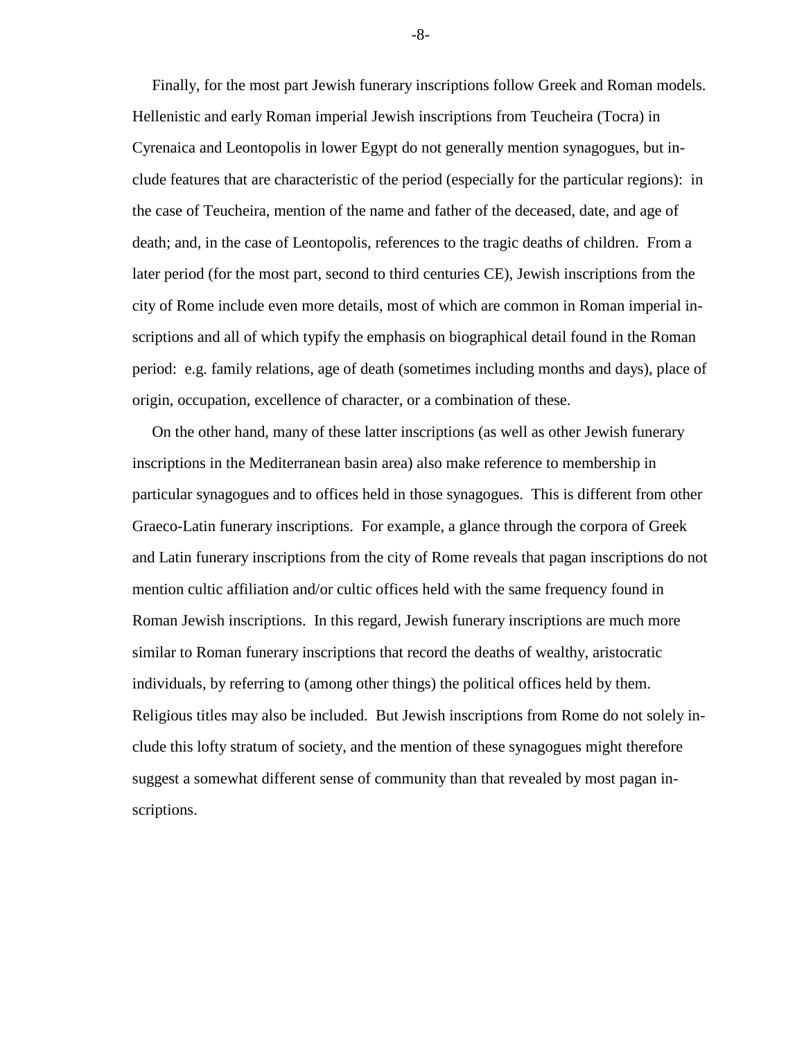Finally, for the most part Jewish funerary inscriptions follow Greek and Roman models. Hellenistic and early Roman imperial Jewish inscriptions from Teucheira (Tocra) in Cyrenaica and Leontopolis in lower Egypt do not generally mention synagogues, but include features that are characteristic of the period (especially for the particular regions): in the case of Teucheira, mention of the name and father of the deceased, date, and age of death; and, in the case of Leontopolis, references to the tragic deaths of children. From a later period (for the most part, second to third centuries CE), Jewish inscriptions from the city of Rome include even more details, most of which are common in Roman imperial inscriptions and all of which typify the emphasis on biographical detail found in the Roman period: e.g. family relations, age of death (sometimes including months and days), place of origin, occupation, excellence of character, or a combination of these.

On the other hand, many of these latter inscriptions (as well as other Jewish funerary inscriptions in the Mediterranean basin area) also make reference to membership in particular synagogues and to offices held in those synagogues. This is different from other Graeco-Latin funerary inscriptions. For example, a glance through the corpora of Greek and Latin funerary inscriptions from the city of Rome reveals that pagan inscriptions do not mention cultic affiliation and/or cultic offices held with the same frequency found in Roman Jewish inscriptions. In this regard, Jewish funerary inscriptions are much more similar to Roman funerary inscriptions that record the deaths of wealthy, aristocratic individuals, by referring to (among other things) the political offices held by them. Religious titles may also be included. But Jewish inscriptions from Rome do not solely include this lofty stratum of society, and the mention of these synagogues might therefore suggest a somewhat different sense of community than that revealed by most pagan inscriptions.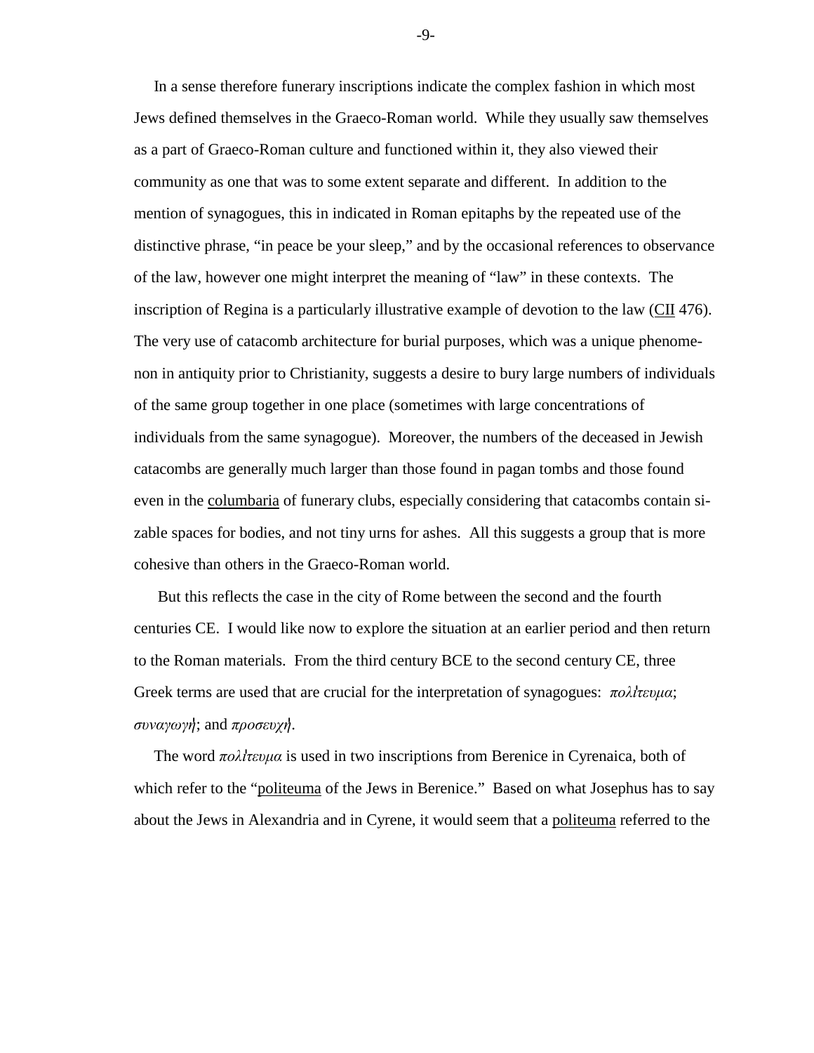In a sense therefore funerary inscriptions indicate the complex fashion in which most Jews defined themselves in the Graeco-Roman world. While they usually saw themselves as a part of Graeco-Roman culture and functioned within it, they also viewed their community as one that was to some extent separate and different. In addition to the mention of synagogues, this in indicated in Roman epitaphs by the repeated use of the distinctive phrase, "in peace be your sleep," and by the occasional references to observance of the law, however one might interpret the meaning of "law" in these contexts. The inscription of Regina is a particularly illustrative example of devotion to the law (CII 476). The very use of catacomb architecture for burial purposes, which was a unique phenomenon in antiquity prior to Christianity, suggests a desire to bury large numbers of individuals of the same group together in one place (sometimes with large concentrations of individuals from the same synagogue). Moreover, the numbers of the deceased in Jewish catacombs are generally much larger than those found in pagan tombs and those found even in the columbaria of funerary clubs, especially considering that catacombs contain sizable spaces for bodies, and not tiny urns for ashes. All this suggests a group that is more cohesive than others in the Graeco-Roman world.

But this reflects the case in the city of Rome between the second and the fourth centuries CE. I would like now to explore the situation at an earlier period and then return to the Roman materials. From the third century BCE to the second century CE, three Greek terms are used that are crucial for the interpretation of synagogues: *πολίτευμα*; *συναγωγή*; and *προσευχή*.

The word *πολίτευμα* is used in two inscriptions from Berenice in Cyrenaica, both of which refer to the "politeuma of the Jews in Berenice." Based on what Josephus has to say about the Jews in Alexandria and in Cyrene, it would seem that a politeuma referred to the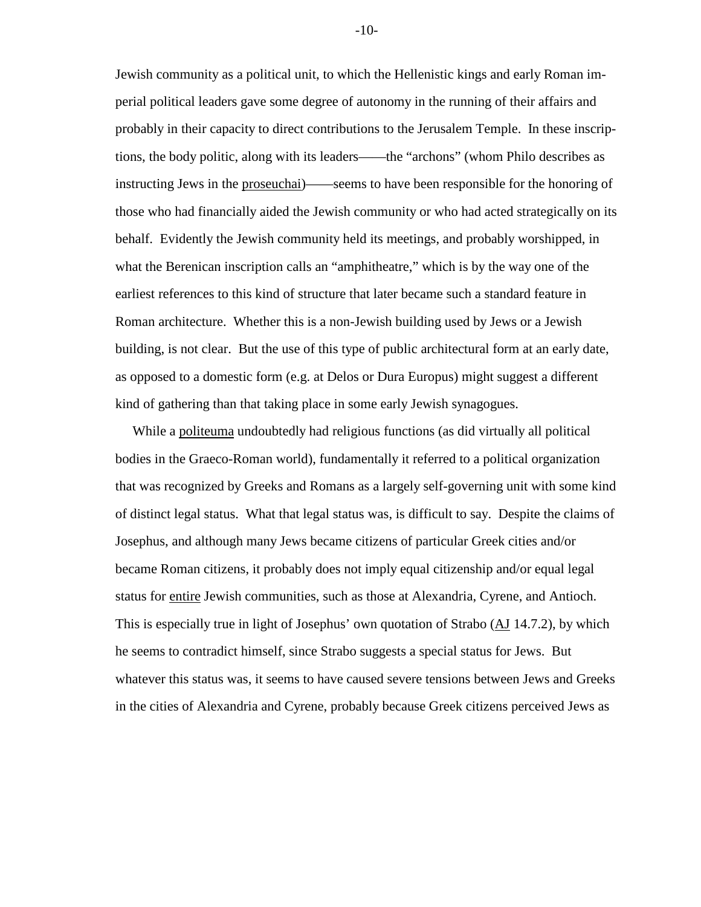Jewish community as a political unit, to which the Hellenistic kings and early Roman imperial political leaders gave some degree of autonomy in the running of their affairs and probably in their capacity to direct contributions to the Jerusalem Temple. In these inscriptions, the body politic, along with its leaders——the "archons" (whom Philo describes as instructing Jews in the proseuchai)——seems to have been responsible for the honoring of those who had financially aided the Jewish community or who had acted strategically on its behalf. Evidently the Jewish community held its meetings, and probably worshipped, in what the Berenican inscription calls an "amphitheatre," which is by the way one of the earliest references to this kind of structure that later became such a standard feature in Roman architecture. Whether this is a non-Jewish building used by Jews or a Jewish building, is not clear. But the use of this type of public architectural form at an early date, as opposed to a domestic form (e.g. at Delos or Dura Europus) might suggest a different kind of gathering than that taking place in some early Jewish synagogues.

While a politeuma undoubtedly had religious functions (as did virtually all political bodies in the Graeco-Roman world), fundamentally it referred to a political organization that was recognized by Greeks and Romans as a largely self-governing unit with some kind of distinct legal status. What that legal status was, is difficult to say. Despite the claims of Josephus, and although many Jews became citizens of particular Greek cities and/or became Roman citizens, it probably does not imply equal citizenship and/or equal legal status for entire Jewish communities, such as those at Alexandria, Cyrene, and Antioch. This is especially true in light of Josephus' own quotation of Strabo (AJ 14.7.2), by which he seems to contradict himself, since Strabo suggests a special status for Jews. But whatever this status was, it seems to have caused severe tensions between Jews and Greeks in the cities of Alexandria and Cyrene, probably because Greek citizens perceived Jews as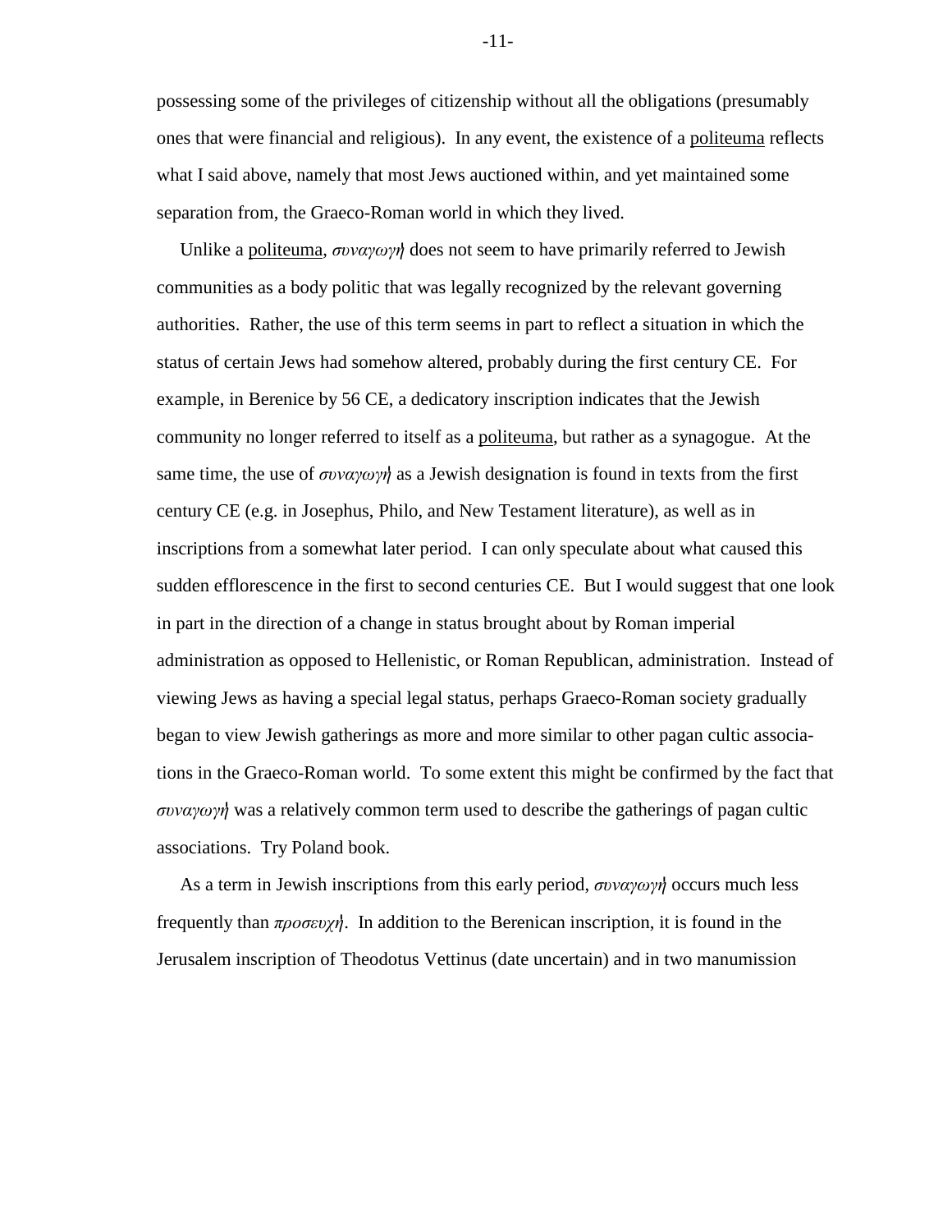possessing some of the privileges of citizenship without all the obligations (presumably ones that were financial and religious). In any event, the existence of a <u>politeuma</u> reflects what I said above, namely that most Jews auctioned within, and yet maintained some separation from, the Graeco-Roman world in which they lived.

Unlike a <u>politeuma</u>, *συναγωγή* does not seem to have primarily referred to Jewish communities as a body politic that was legally recognized by the relevant governing authorities. Rather, the use of this term seems in part to reflect a situation in which the status of certain Jews had somehow altered, probably during the first century CE. For example, in Berenice by 56 CE, a dedicatory inscription indicates that the Jewish community no longer referred to itself as a <u>politeuma</u>, but rather as a synagogue. At the same time, the use of *συναγωγή* as a Jewish designation is found in texts from the first century CE (e.g. in Josephus, Philo, and New Testament literature), as well as in inscriptions from a somewhat later period. I can only speculate about what caused this sudden efflorescence in the first to second centuries CE. But I would suggest that one look in part in the direction of a change in status brought about by Roman imperial administration as opposed to Hellenistic, or Roman Republican, administration. Instead of viewing Jews as having a special legal status, perhaps Graeco-Roman society gradually began to view Jewish gatherings as more and more similar to other pagan cultic associations in the Graeco-Roman world. To some extent this might be confirmed by the fact that *συναγωγή* was a relatively common term used to describe the gatherings of pagan cultic associations. Try Poland book.

As a term in Jewish inscriptions from this early period, *συναγωγή* occurs much less frequently than *προσευχή*. In addition to the Berenican inscription, it is found in the Jerusalem inscription of Theodotus Vettinus (date uncertain) and in two manumission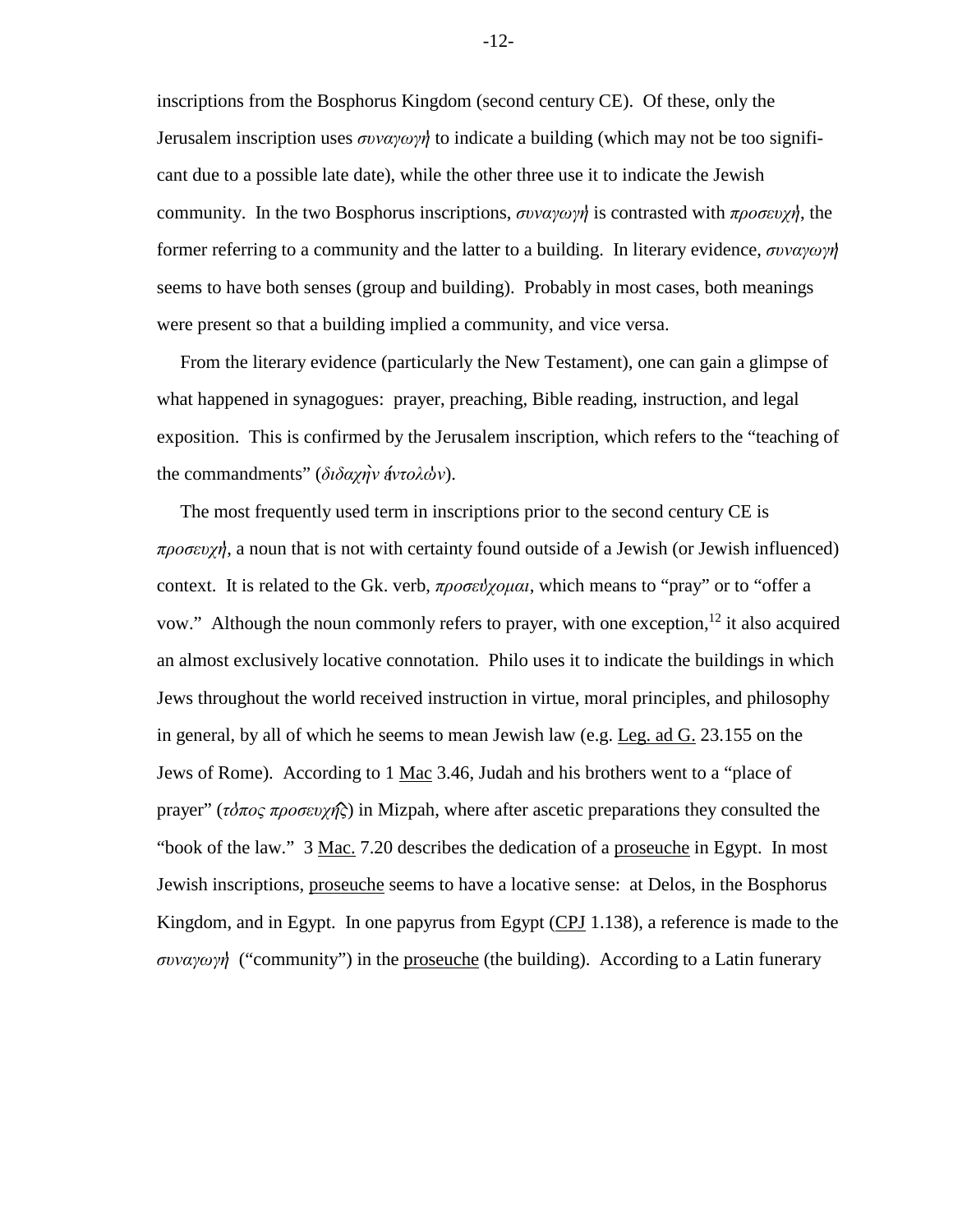inscriptions from the Bosphorus Kingdom (second century CE). Of these, only the Jerusalem inscription uses *συναγωγή* to indicate a building (which may not be too significant due to a possible late date), while the other three use it to indicate the Jewish community. In the two Bosphorus inscriptions, *συναγωγή* is contrasted with *προσευχή*, the former referring to a community and the latter to a building. In literary evidence, *συναγωγή* seems to have both senses (group and building). Probably in most cases, both meanings were present so that a building implied a community, and vice versa.

From the literary evidence (particularly the New Testament), one can gain a glimpse of what happened in synagogues: prayer, preaching, Bible reading, instruction, and legal exposition. This is confirmed by the Jerusalem inscription, which refers to the "teaching of the commandments" (*διδαχὴν ἐντολῶν*).

The most frequently used term in inscriptions prior to the second century CE is *προσευχή*, a noun that is not with certainty found outside of a Jewish (or Jewish influenced) context. It is related to the Gk. verb, *προσεύχομαι*, which means to "pray" or to "offer a vow." Although the noun commonly refers to prayer, with one exception,[12] it also acquired an almost exclusively locative connotation. Philo uses it to indicate the buildings in which Jews throughout the world received instruction in virtue, moral principles, and philosophy in general, by all of which he seems to mean Jewish law (e.g. Leg. ad G. 23.155 on the Jews of Rome). According to 1 Mac 3.46, Judah and his brothers went to a "place of prayer" (*τόπος προσευχῆς*) in Mizpah, where after ascetic preparations they consulted the "book of the law." 3 Mac. 7.20 describes the dedication of a proseuche in Egypt. In most Jewish inscriptions, proseuche seems to have a locative sense: at Delos, in the Bosphorus Kingdom, and in Egypt. In one papyrus from Egypt (CPJ 1.138), a reference is made to the *συναγωγή* ("community") in the proseuche (the building). According to a Latin funerary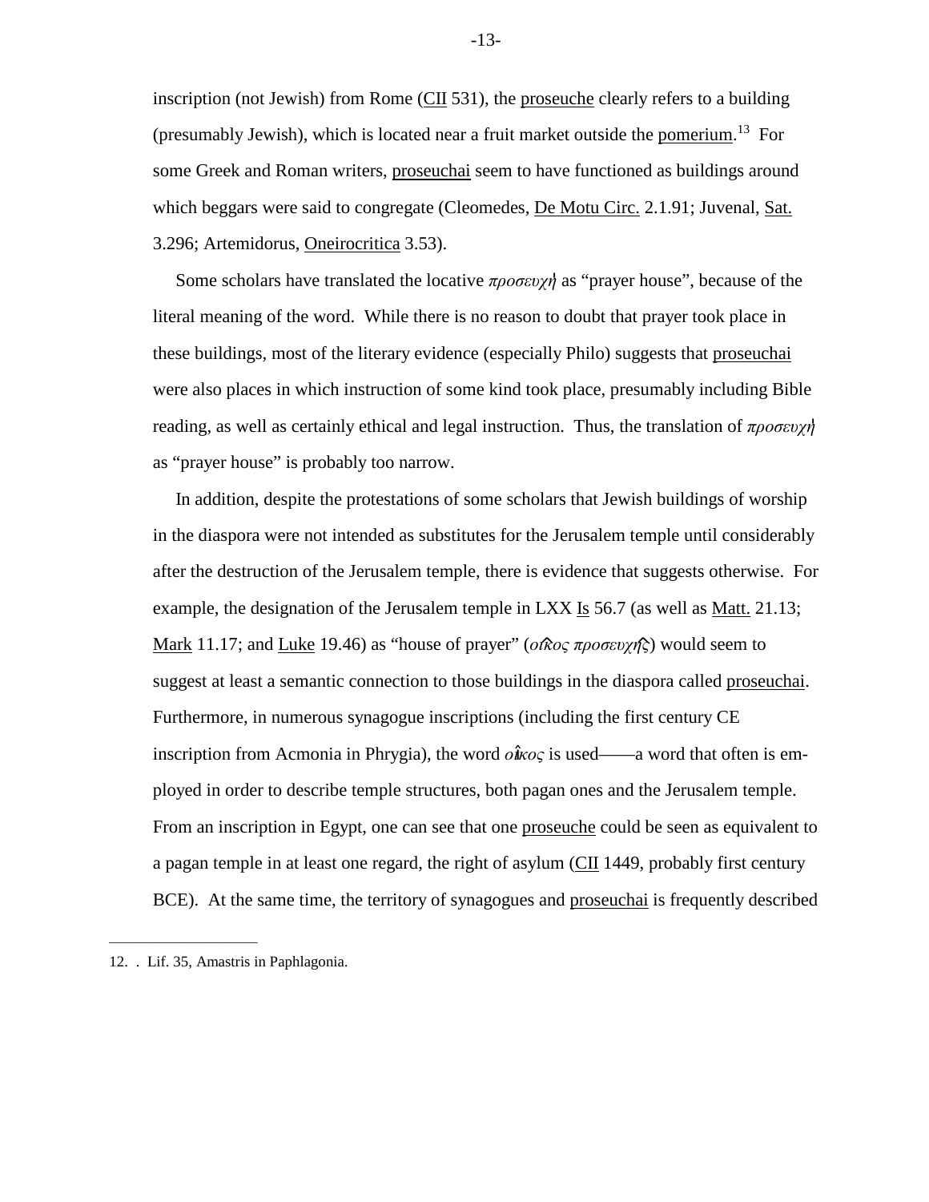inscription (not Jewish) from Rome (CII 531), the proseuche clearly refers to a building (presumably Jewish), which is located near a fruit market outside the pomerium.[13] For some Greek and Roman writers, proseuchai seem to have functioned as buildings around which beggars were said to congregate (Cleomedes, De Motu Circ. 2.1.91; Juvenal, Sat. 3.296; Artemidorus, Oneirocritica 3.53).

Some scholars have translated the locative *προσευχή* as "prayer house", because of the literal meaning of the word. While there is no reason to doubt that prayer took place in these buildings, most of the literary evidence (especially Philo) suggests that proseuchai were also places in which instruction of some kind took place, presumably including Bible reading, as well as certainly ethical and legal instruction. Thus, the translation of *προσευχή* as "prayer house" is probably too narrow.

In addition, despite the protestations of some scholars that Jewish buildings of worship in the diaspora were not intended as substitutes for the Jerusalem temple until considerably after the destruction of the Jerusalem temple, there is evidence that suggests otherwise. For example, the designation of the Jerusalem temple in LXX Is 56.7 (as well as Matt. 21.13; Mark 11.17; and Luke 19.46) as "house of prayer" (*οἶκος προσευχῆς*) would seem to suggest at least a semantic connection to those buildings in the diaspora called proseuchai. Furthermore, in numerous synagogue inscriptions (including the first century CE inscription from Acmonia in Phrygia), the word *οἶκος* is used——a word that often is employed in order to describe temple structures, both pagan ones and the Jerusalem temple. From an inscription in Egypt, one can see that one proseuche could be seen as equivalent to a pagan temple in at least one regard, the right of asylum (CII 1449, probably first century BCE). At the same time, the territory of synagogues and proseuchai is frequently described

---

12. . Lif. 35, Amastris in Paphlagonia.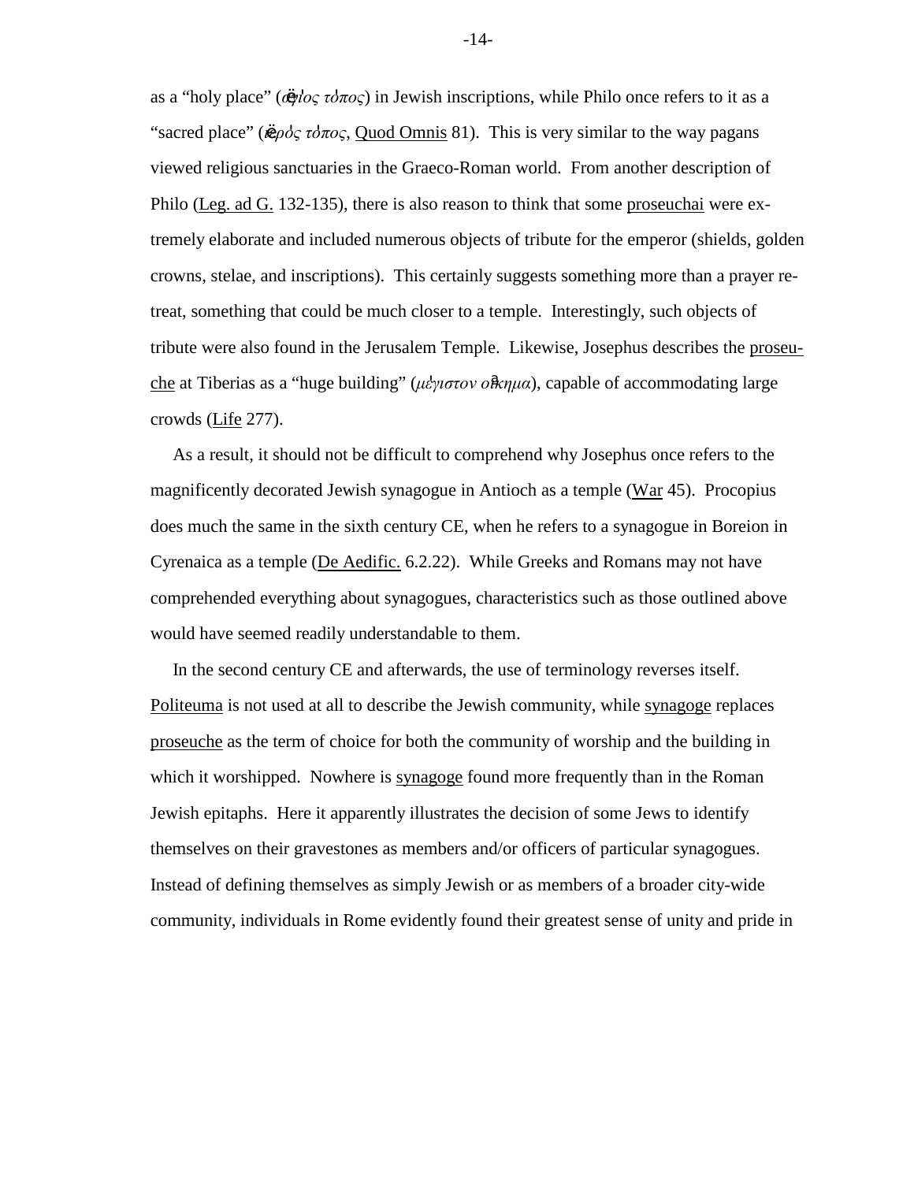as a "holy place" (ἅγιος τόπος) in Jewish inscriptions, while Philo once refers to it as a "sacred place" (ἱερὸς τόπος, Quod Omnis 81). This is very similar to the way pagans viewed religious sanctuaries in the Graeco-Roman world. From another description of Philo (Leg. ad G. 132-135), there is also reason to think that some proseuchai were extremely elaborate and included numerous objects of tribute for the emperor (shields, golden crowns, stelae, and inscriptions). This certainly suggests something more than a prayer retreat, something that could be much closer to a temple. Interestingly, such objects of tribute were also found in the Jerusalem Temple. Likewise, Josephus describes the proseuche at Tiberias as a "huge building" (μέγιστον οἴκημα), capable of accommodating large crowds (Life 277).

As a result, it should not be difficult to comprehend why Josephus once refers to the magnificently decorated Jewish synagogue in Antioch as a temple (War 45). Procopius does much the same in the sixth century CE, when he refers to a synagogue in Boreion in Cyrenaica as a temple (De Aedific. 6.2.22). While Greeks and Romans may not have comprehended everything about synagogues, characteristics such as those outlined above would have seemed readily understandable to them.

In the second century CE and afterwards, the use of terminology reverses itself. Politeuma is not used at all to describe the Jewish community, while synagoge replaces proseuche as the term of choice for both the community of worship and the building in which it worshipped. Nowhere is synagoge found more frequently than in the Roman Jewish epitaphs. Here it apparently illustrates the decision of some Jews to identify themselves on their gravestones as members and/or officers of particular synagogues. Instead of defining themselves as simply Jewish or as members of a broader city-wide community, individuals in Rome evidently found their greatest sense of unity and pride in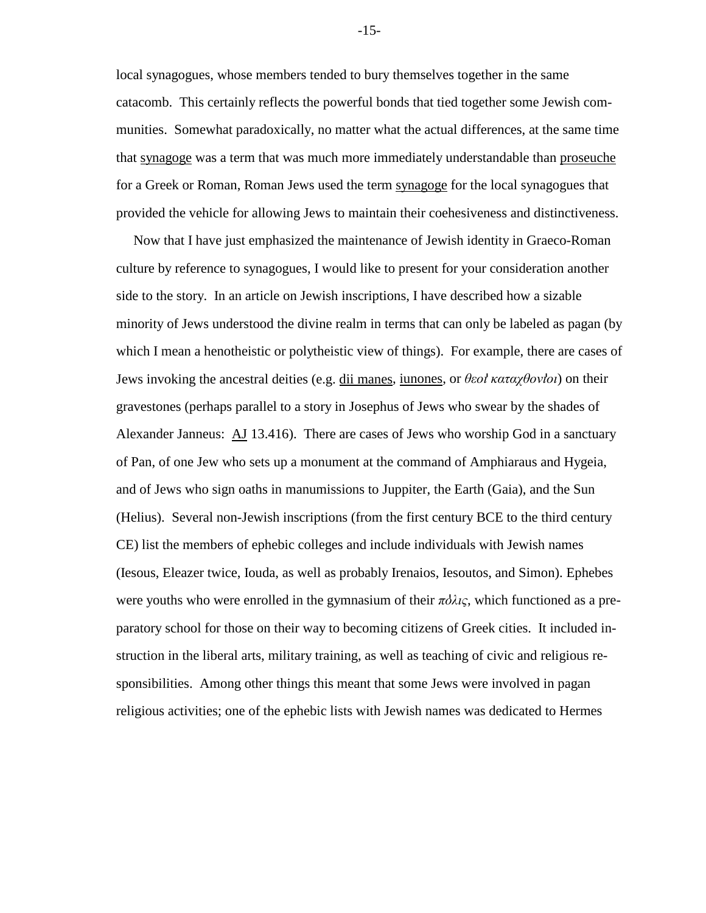local synagogues, whose members tended to bury themselves together in the same catacomb. This certainly reflects the powerful bonds that tied together some Jewish communities. Somewhat paradoxically, no matter what the actual differences, at the same time that synagoge was a term that was much more immediately understandable than proseuche for a Greek or Roman, Roman Jews used the term synagoge for the local synagogues that provided the vehicle for allowing Jews to maintain their coehesiveness and distinctiveness.

Now that I have just emphasized the maintenance of Jewish identity in Graeco-Roman culture by reference to synagogues, I would like to present for your consideration another side to the story. In an article on Jewish inscriptions, I have described how a sizable minority of Jews understood the divine realm in terms that can only be labeled as pagan (by which I mean a henotheistic or polytheistic view of things). For example, there are cases of Jews invoking the ancestral deities (e.g. dii manes, iunones, or *θεοὶ καταχθονἰοι*) on their gravestones (perhaps parallel to a story in Josephus of Jews who swear by the shades of Alexander Janneus: AJ 13.416). There are cases of Jews who worship God in a sanctuary of Pan, of one Jew who sets up a monument at the command of Amphiaraus and Hygeia, and of Jews who sign oaths in manumissions to Juppiter, the Earth (Gaia), and the Sun (Helius). Several non-Jewish inscriptions (from the first century BCE to the third century CE) list the members of ephebic colleges and include individuals with Jewish names (Iesous, Eleazer twice, Iouda, as well as probably Irenaios, Iesoutos, and Simon). Ephebes were youths who were enrolled in the gymnasium of their *πόλις*, which functioned as a preparatory school for those on their way to becoming citizens of Greek cities. It included instruction in the liberal arts, military training, as well as teaching of civic and religious responsibilities. Among other things this meant that some Jews were involved in pagan religious activities; one of the ephebic lists with Jewish names was dedicated to Hermes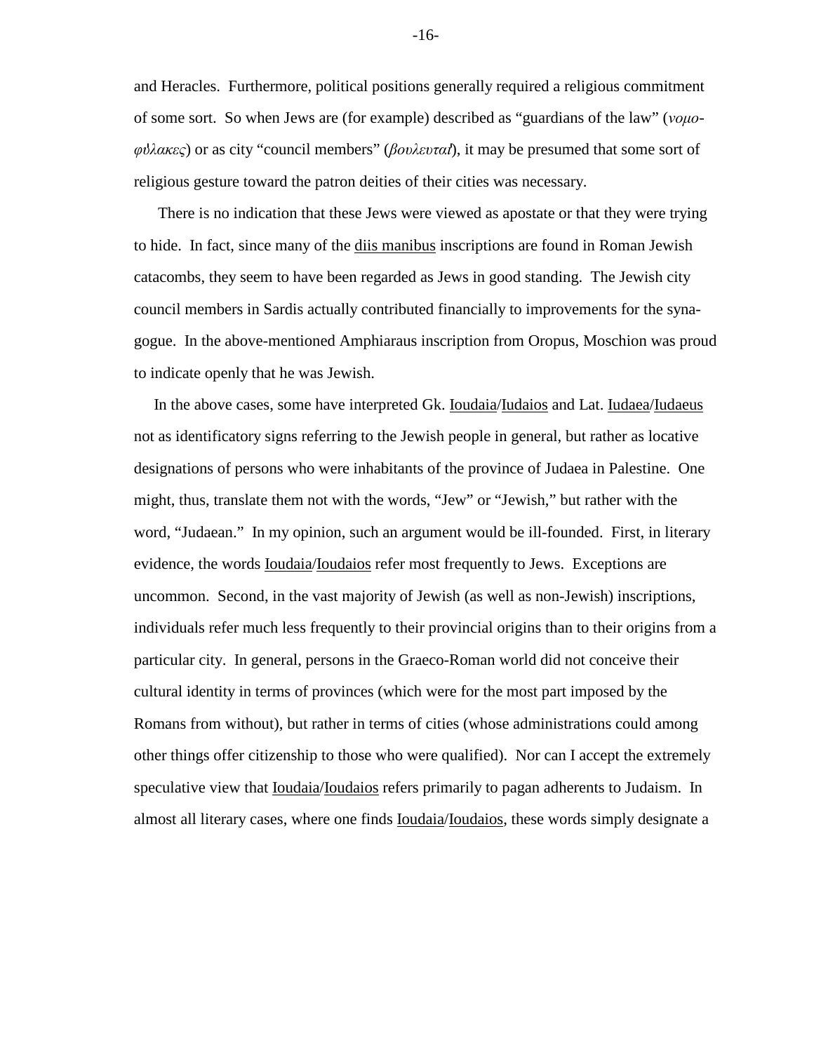and Heracles. Furthermore, political positions generally required a religious commitment of some sort. So when Jews are (for example) described as “guardians of the law” (*νομοφύλακες*) or as city “council members” (*βουλευταί*), it may be presumed that some sort of religious gesture toward the patron deities of their cities was necessary.

There is no indication that these Jews were viewed as apostate or that they were trying to hide. In fact, since many of the <u>diis manibus</u> inscriptions are found in Roman Jewish catacombs, they seem to have been regarded as Jews in good standing. The Jewish city council members in Sardis actually contributed financially to improvements for the synagogue. In the above-mentioned Amphiaraus inscription from Oropus, Moschion was proud to indicate openly that he was Jewish.

In the above cases, some have interpreted Gk. <u>Ioudaia</u>/<u>Iudaios</u> and Lat. <u>Iudaea</u>/<u>Iudaeus</u> not as identificatory signs referring to the Jewish people in general, but rather as locative designations of persons who were inhabitants of the province of Judaea in Palestine. One might, thus, translate them not with the words, “Jew” or “Jewish,” but rather with the word, “Judaean.” In my opinion, such an argument would be ill-founded. First, in literary evidence, the words <u>Ioudaia</u>/<u>Ioudaios</u> refer most frequently to Jews. Exceptions are uncommon. Second, in the vast majority of Jewish (as well as non-Jewish) inscriptions, individuals refer much less frequently to their provincial origins than to their origins from a particular city. In general, persons in the Graeco-Roman world did not conceive their cultural identity in terms of provinces (which were for the most part imposed by the Romans from without), but rather in terms of cities (whose administrations could among other things offer citizenship to those who were qualified). Nor can I accept the extremely speculative view that <u>Ioudaia</u>/<u>Ioudaios</u> refers primarily to pagan adherents to Judaism. In almost all literary cases, where one finds <u>Ioudaia</u>/<u>Ioudaios</u>, these words simply designate a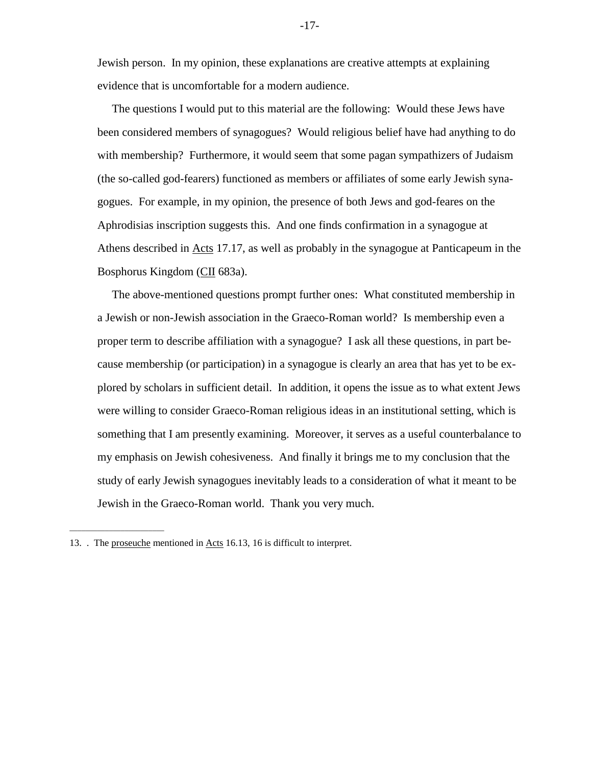Jewish person. In my opinion, these explanations are creative attempts at explaining evidence that is uncomfortable for a modern audience.

The questions I would put to this material are the following: Would these Jews have been considered members of synagogues? Would religious belief have had anything to do with membership? Furthermore, it would seem that some pagan sympathizers of Judaism (the so-called god-fearers) functioned as members or affiliates of some early Jewish synagogues. For example, in my opinion, the presence of both Jews and god-feares on the Aphrodisias inscription suggests this. And one finds confirmation in a synagogue at Athens described in Acts 17.17, as well as probably in the synagogue at Panticapeum in the Bosphorus Kingdom (CII 683a).

The above-mentioned questions prompt further ones: What constituted membership in a Jewish or non-Jewish association in the Graeco-Roman world? Is membership even a proper term to describe affiliation with a synagogue? I ask all these questions, in part because membership (or participation) in a synagogue is clearly an area that has yet to be explored by scholars in sufficient detail. In addition, it opens the issue as to what extent Jews were willing to consider Graeco-Roman religious ideas in an institutional setting, which is something that I am presently examining. Moreover, it serves as a useful counterbalance to my emphasis on Jewish cohesiveness. And finally it brings me to my conclusion that the study of early Jewish synagogues inevitably leads to a consideration of what it meant to be Jewish in the Graeco-Roman world. Thank you very much.

---

13. . The proseuche mentioned in Acts 16.13, 16 is difficult to interpret.